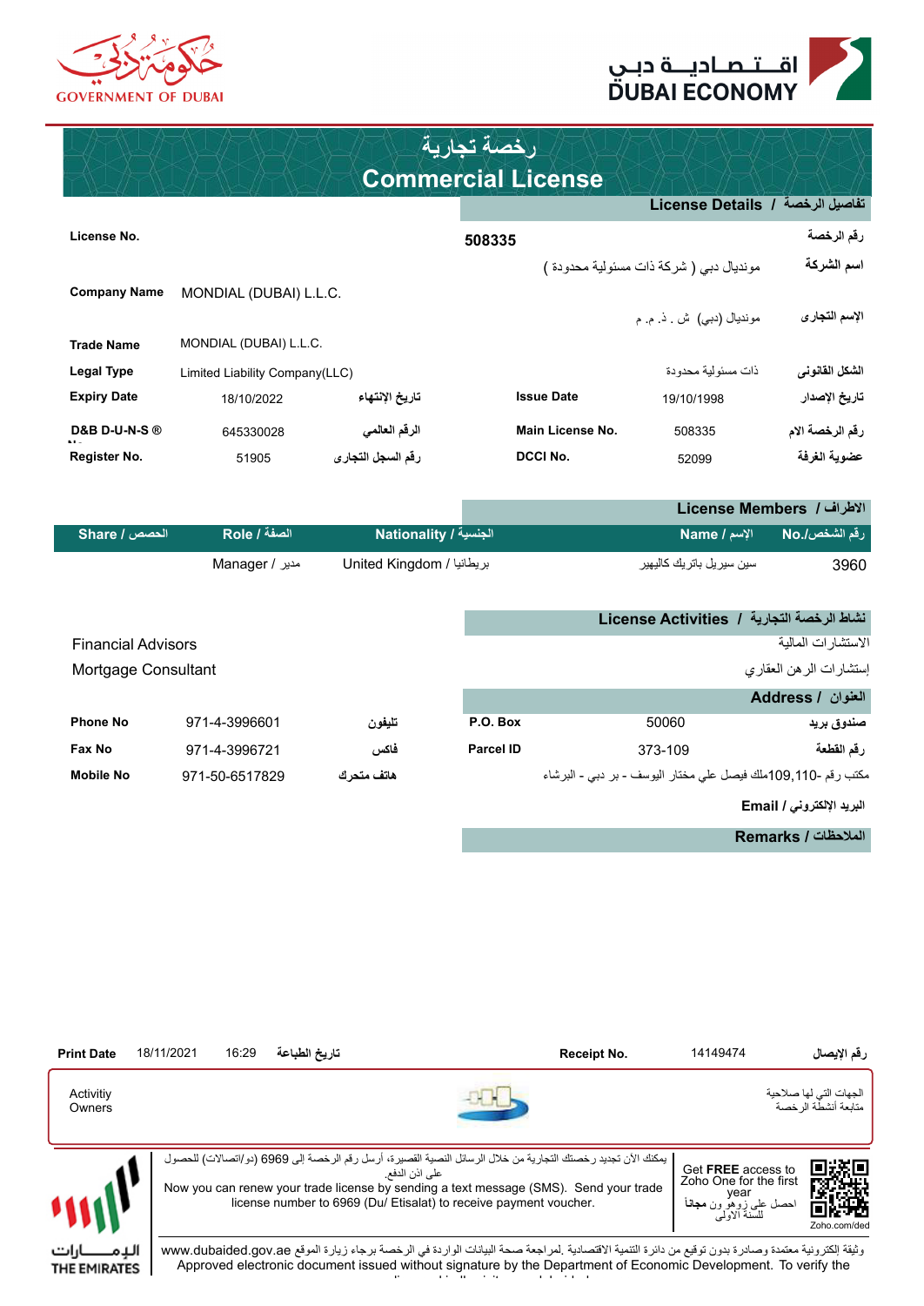GOVERNMENT OF DUBAI

اقتصادية دبي
DUBAI ECONOMY

# رخصة تجارية
# Commercial License

## License Details / تفاصيل الرخصة

| | | | | | |
|---|---|---|---|---|---|
| License No. | | | 508335 | | رقم الرخصة |
| | | | موندیال دبي ( شركة ذات مسئولیة محدودة ) | | اسم الشركة |
| Company Name | MONDIAL (DUBAI) L.L.C. | | | | |
| | | | موندیال (دبي) ش . ذ. م. م | | الإسم التجارى |
| Trade Name | MONDIAL (DUBAI) L.L.C. | | | | |
| Legal Type | Limited Liability Company(LLC) | | ذات مسئولية محدودة | | الشكل القانونى |
| Expiry Date | 18/10/2022 | تاريخ الإنتهاء | Issue Date | 19/10/1998 | تاريخ الإصدار |
| D&B D-U-N-S ® No. | 645330028 | الرقم العالمي | Main License No. | 508335 | رقم الرخصة الام |
| Register No. | 51905 | رقم السجل التجارى | DCCI No. | 52099 | عضوية الغرفة |

## License Members / الاطراف

| Share / الحصص | Role / الصفة | Nationality / الجنسية | Name / الإسم | No./رقم الشخص |
|---|---|---|---|---|
| | Manager / مدير | United Kingdom / بريطانيا | سين سيريل باتريك كاليهير | 3960 |

## License Activities / نشاط الرخصة التجارية

| | |
|---|---|
| Financial Advisors | الاستشارات المالية |
| Mortgage Consultant | إستشارات الرهن العقاري |

## Address / العنوان

| | | | | | |
|---|---|---|---|---|---|
| Phone No | 971-4-3996601 | تليفون | P.O. Box | 50060 | صندوق بريد |
| Fax No | 971-4-3996721 | فاكس | Parcel ID | 373-109 | رقم القطعة |
| Mobile No | 971-50-6517829 | هاتف متحرك | | مكتب رقم -109,110ملك فيصل علي مختار اليوسف - بر دبي - البرشاء | |

Email / البريد الإلكتروني

## Remarks / الملاحظات

| | | | | | |
|---|---|---|---|---|---|
| Print Date | 18/11/2021 | 16:29 | تاريخ الطباعة | Receipt No. 14149474 | رقم الإيصال |

Activitiy Owners — الجهات التي لها صلاحية متابعة أنشطة الرخصة

يمكنك الآن تجديد رخصتك التجارية من خلال الرسائل النصية القصيرة، أرسل رقم الرخصة إلى 6969 (دو/اتصالات) للحصول على اذن الدفع.
Now you can renew your trade license by sending a text message (SMS). Send your trade license number to 6969 (Du/ Etisalat) to receive payment voucher.

Get **FREE** access to Zoho One for the first year
احصل على زوهو ون **مجانا** للسنة الأولى
Zoho.com/ded

الــإمــــارات
THE EMIRATES

وثيقة إلكترونية معتمدة وصادرة بدون توقيع من دائرة التنمية الاقتصادية .لمراجعة صحة البيانات الواردة في الرخصة برجاء زيارة الموقع www.dubaided.gov.ae
Approved electronic document issued without signature by the Department of Economic Development. To verify the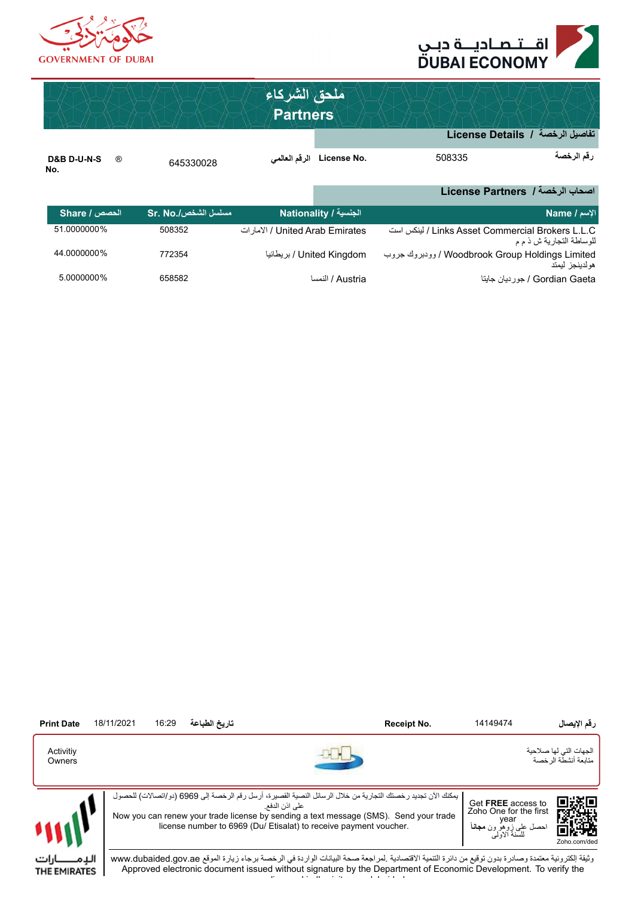حكومة دبي
GOVERNMENT OF DUBAI

اقتصادية دبي
DUBAI ECONOMY

# ملحق الشركاء
# Partners

## License Details / تفاصيل الرخصة

| | | | |
|---|---|---|---|
| D&B D-U-N-S ® No. | 645330028 | الرقم العالمي License No. | 508335 رقم الرخصة |

## License Partners / اصحاب الرخصة

| Share / الحصص | Sr. No./مسلسل الشخص | Nationality / الجنسية | Name / الإسم |
|---|---|---|---|
| 51.0000000% | 508352 | الامارات / United Arab Emirates | لينكس است / Links Asset Commercial Brokers L.L.C للوساطة التجارية ش ذ م م |
| 44.0000000% | 772354 | بريطانيا / United Kingdom | وودبروك جروب / Woodbrook Group Holdings Limited هولدينجز ليمتد |
| 5.0000000% | 658582 | النمسا / Austria | جوردين جايتا / Gordian Gaeta |

| | | | | | |
|---|---|---|---|---|---|
| Print Date | 18/11/2021 | 16:29 | تاريخ الطباعة | Receipt No. | 14149474 رقم الإيصال |

Activitiy Owners

الجهات التي لها صلاحية متابعة أنشطة الرخصة

يمكنك الآن تجديد رخصتك التجارية من خلال الرسائل النصية القصيرة، أرسل رقم الرخصة إلى 6969 (دو/اتصالات) للحصول على اذن الدفع.

Now you can renew your trade license by sending a text message (SMS). Send your trade license number to 6969 (Du/ Etisalat) to receive payment voucher.

Get **FREE** access to Zoho One for the first year

احصل على زوهو ون **مجانا** للسنة الاولى

Zoho.com/ded

وثيقة إلكترونية معتمدة وصادرة بدون توقيع من دائرة التنمية الاقتصادية .لمراجعة صحة البيانات الواردة في الرخصة برجاء زيارة الموقع www.dubaided.gov.ae

Approved electronic document issued without signature by the Department of Economic Development. To verify the

الإمارات
THE EMIRATES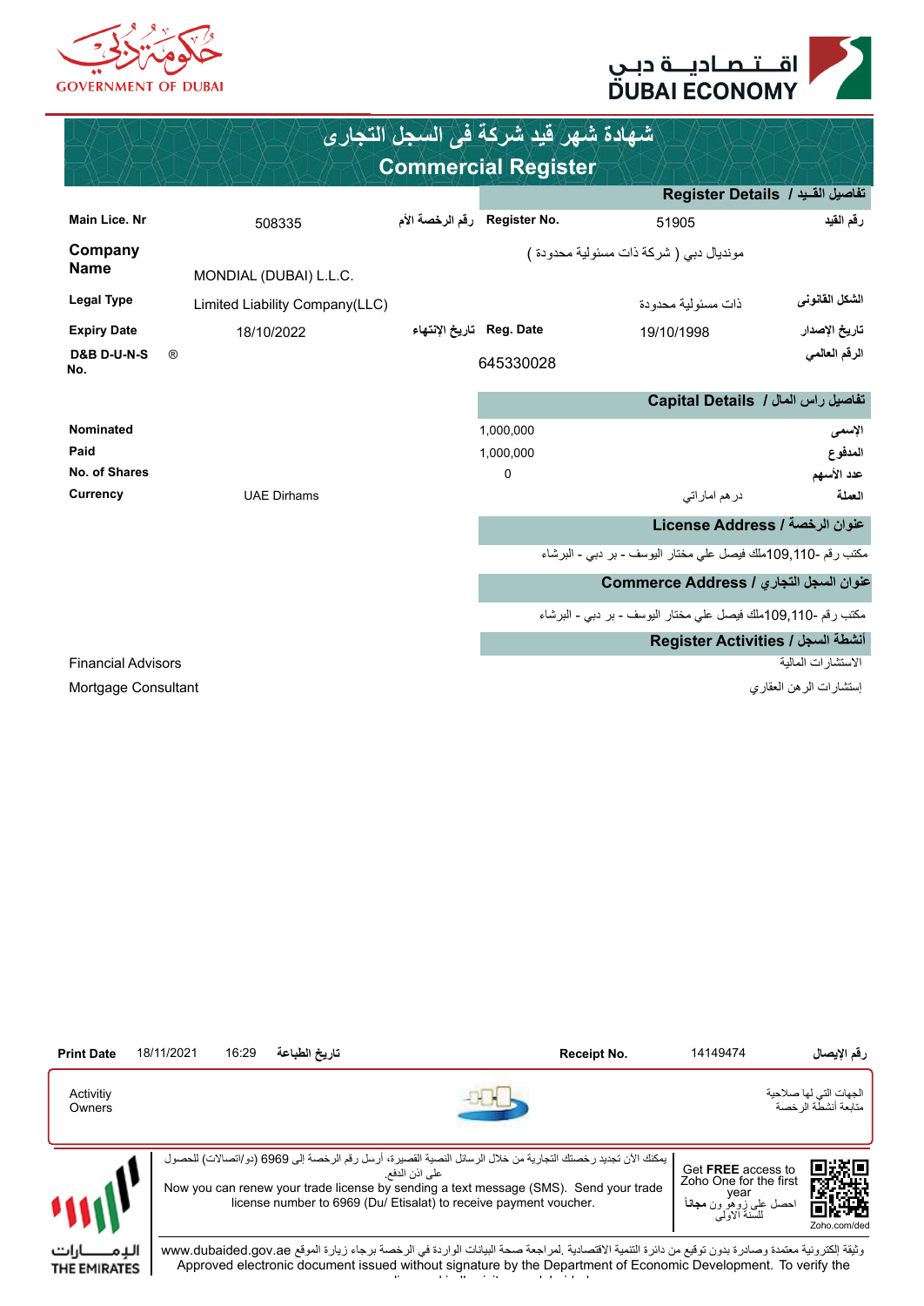GOVERNMENT OF DUBAI

اقــتــصــاديــة دبــي
DUBAI ECONOMY

# شهادة شهر قيد شركة في السجل التجاري
# Commercial Register

## Register Details / تفاصيل القيد

| | | | | | |
|---|---|---|---|---|---|
| Main Lice. Nr | 508335 | رقم الرخصة الأم | Register No. | 51905 | رقم القيد |
| Company Name | MONDIAL (DUBAI) L.L.C. | | | مونديال دبي ( شركة ذات مسئولية محدودة ) | |
| Legal Type | Limited Liability Company(LLC) | | | ذات مسئولية محدودة | الشكل القانونى |
| Expiry Date | 18/10/2022 | تاريخ الإنتهاء | Reg. Date | 19/10/1998 | تاريخ الإصدار |
| D&B D-U-N-S ® No. | | | 645330028 | | الرقم العالمي |

## Capital Details / تفاصيل راس المال

| | | | |
|---|---|---|---|
| Nominated | | 1,000,000 | الإسمي |
| Paid | | 1,000,000 | المدفوع |
| No. of Shares | | 0 | عدد الأسهم |
| Currency | UAE Dirhams | درهم اماراتي | العملة |

## License Address / عنوان الرخصة

مكتب رقم 110-109,ملك فيصل علي مختار اليوسف - بر دبي - البرشاء

## Commerce Address / عنوان السجل التجاري

مكتب رقم 110-109,ملك فيصل علي مختار اليوسف - بر دبي - البرشاء

## Register Activities / أنشطة السجل

| | |
|---|---|
| Financial Advisors | الاستشارات المالية |
| Mortgage Consultant | إستشارات الرهن العقاري |

| | | | | | | |
|---|---|---|---|---|---|---|
| Print Date | 18/11/2021 | 16:29 | تاريخ الطباعة | Receipt No. | 14149474 | رقم الإيصال |

| | |
|---|---|
| Activitiy Owners | الجهات التي لها صلاحية متابعة أنشطة الرخصة |

يمكنك الآن تجديد رخصتك التجارية من خلال الرسائل النصية القصيرة، أرسل رقم الرخصة إلى 6969 (دو/اتصالات) للحصول على اذن الدفع.

Now you can renew your trade license by sending a text message (SMS). Send your trade license number to 6969 (Du/ Etisalat) to receive payment voucher.

Get **FREE** access to Zoho One for the first year

احصل على زوهو ون **مجانا** للسنة الأولى

Zoho.com/ded

الإمارات
THE EMIRATES

وثيقة الكترونية معتمدة وصادرة بدون توقيع من دائرة التنمية الاقتصادية .لمراجعة صحة البيانات الواردة في الرخصة برجاء زيارة الموقع www.dubaided.gov.ae

Approved electronic document issued without signature by the Department of Economic Development. To verify the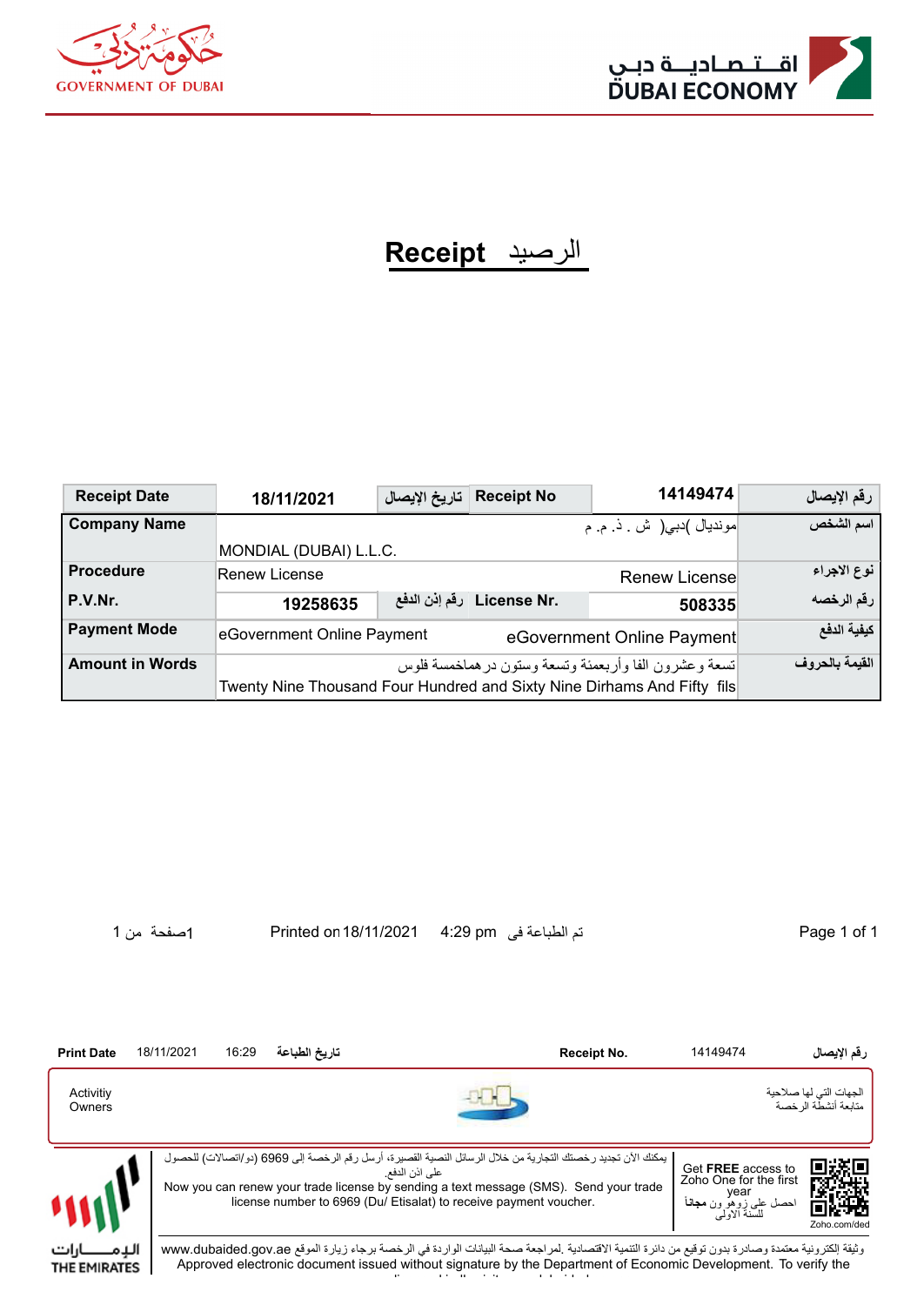GOVERNMENT OF DUBAI

اقـتـصـاديـة دبـي
DUBAI ECONOMY

# Receipt الرصيد

| Receipt Date | 18/11/2021 | تاريخ الإيصال | Receipt No | 14149474 | رقم الإيصال |
|---|---|---|---|---|---|
| Company Name | مونديال )دبي( ش . ذ. م. م<br>MONDIAL (DUBAI) L.L.C. | | | | اسم الشخص |
| Procedure | Renew License | | | Renew License | نوع الاجراء |
| P.V.Nr. | 19258635 | رقم إذن الدفع | License Nr. | 508335 | رقم الرخصه |
| Payment Mode | eGovernment Online Payment | | | eGovernment Online Payment | كيفية الدفع |
| Amount in Words | تسعة وعشرون الفا وأربعمئة وتسعة وستون درهماخمسة فلوس<br>Twenty Nine Thousand Four Hundred and Sixty Nine Dirhams And Fifty fils | | | | القيمة بالحروف |

1صفحة من 1 Printed on 18/11/2021 4:29 pm تم الطباعة فى

| Print Date | 18/11/2021 | 16:29 | تاريخ الطباعة | Receipt No. | 14149474 | رقم الإيصال |
|---|---|---|---|---|---|---|

Activitiy Owners

الجهات التي لها صلاحية متابعة أنشطة الرخصة

يمكنك الآن تجديد رخصتك التجارية من خلال الرسائل النصية القصيرة، أرسل رقم الرخصة إلى 6969 (دو/اتصالات) للحصول على اذن الدفع.

Now you can renew your trade license by sending a text message (SMS). Send your trade license number to 6969 (Du/ Etisalat) to receive payment voucher.

Get **FREE** access to Zoho One for the first year

احصل على زوهو ون **مجانا** للسنة الأولى

Zoho.com/ded

الـإمـــارات
THE EMIRATES

وثيقة الكترونية معتمدة وصادرة بدون توقيع من دائرة التنمية الاقتصادية .لمراجعة صحة البيانات الواردة في الرخصة يرجاء زيارة الموقع www.dubaided.gov.ae

Approved electronic document issued without signature by the Department of Economic Development. To verify the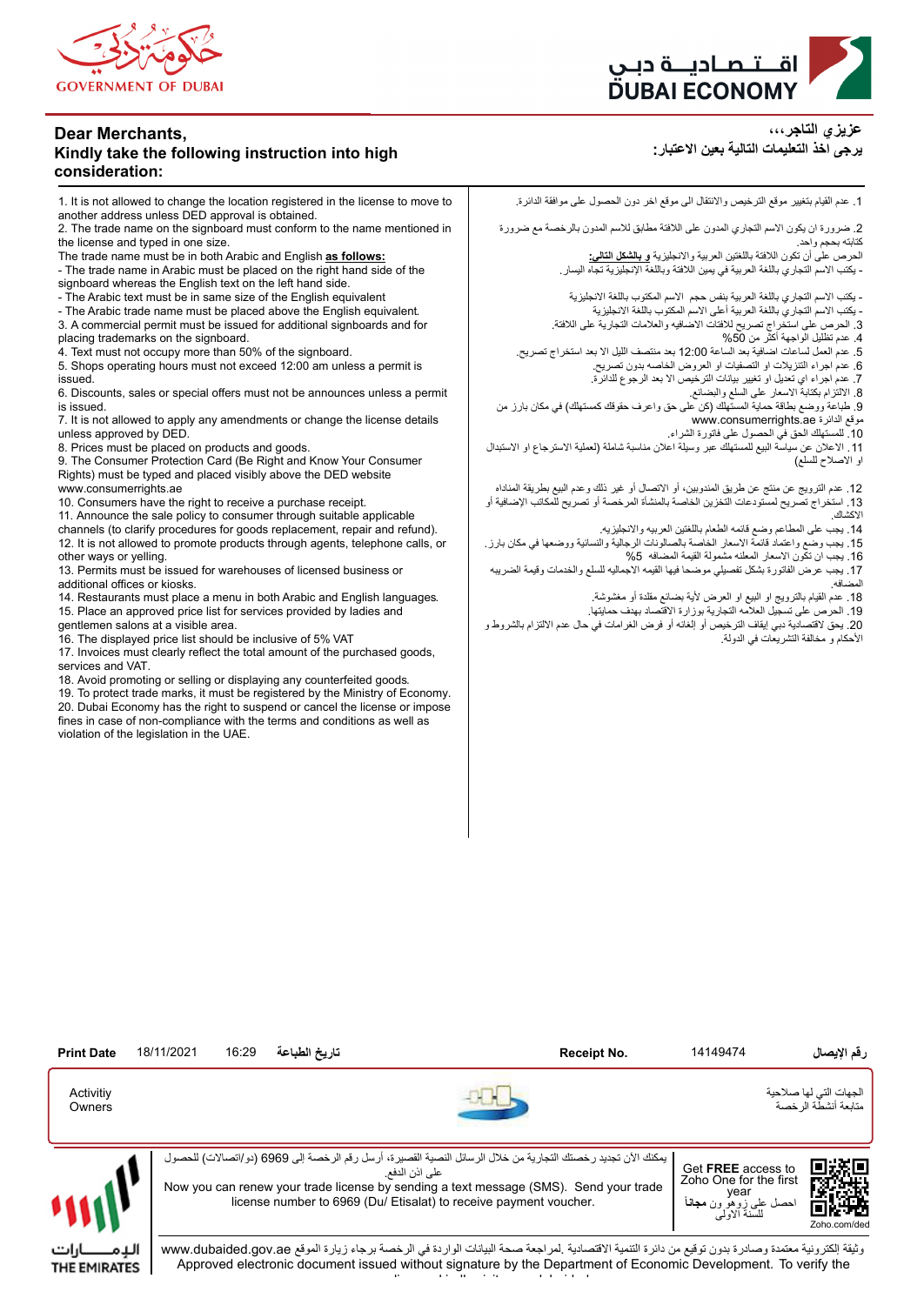GOVERNMENT OF DUBAI

اقتصادية دبي
DUBAI ECONOMY

**Dear Merchants,**
**Kindly take the following instruction into high consideration:**

1. It is not allowed to change the location registered in the license to move to another address unless DED approval is obtained.
2. The trade name on the signboard must conform to the name mentioned in the license and typed in one size.
The trade name must be in both Arabic and English **as follows:**
- The trade name in Arabic must be placed on the right hand side of the signboard whereas the English text on the left hand side.
- The Arabic text must be in same size of the English equivalent
- The Arabic trade name must be placed above the English equivalent.
3. A commercial permit must be issued for additional signboards and for placing trademarks on the signboard.
4. Text must not occupy more than 50% of the signboard.
5. Shops operating hours must not exceed 12:00 am unless a permit is issued.
6. Discounts, sales or special offers must not be announces unless a permit is issued.
7. It is not allowed to apply any amendments or change the license details unless approved by DED.
8. Prices must be placed on products and goods.
9. The Consumer Protection Card (Be Right and Know Your Consumer Rights) must be typed and placed visibly above the DED website www.consumerrights.ae
10. Consumers have the right to receive a purchase receipt.
11. Announce the sale policy to consumer through suitable applicable channels (to clarify procedures for goods replacement, repair and refund).
12. It is not allowed to promote products through agents, telephone calls, or other ways or yelling.
13. Permits must be issued for warehouses of licensed business or additional offices or kiosks.
14. Restaurants must place a menu in both Arabic and English languages.
15. Place an approved price list for services provided by ladies and gentlemen salons at a visible area.
16. The displayed price list should be inclusive of 5% VAT
17. Invoices must clearly reflect the total amount of the purchased goods, services and VAT.
18. Avoid promoting or selling or displaying any counterfeited goods.
19. To protect trade marks, it must be registered by the Ministry of Economy.
20. Dubai Economy has the right to suspend or cancel the license or impose fines in case of non-compliance with the terms and conditions as well as violation of the legislation in the UAE.

**عزيزي التاجر،،،**
**يرجى اخذ التعليمات التالية بعين الاعتبار:**

1. عدم القيام بتغيير موقع الترخيص والانتقال الى موقع اخر دون الحصول على موافقة الدائرة.
2. ضرورة ان يكون الاسم التجاري المدون على اللافتة مطابق للاسم المدون بالرخصة مع ضرورة كتابته بحجم واحد.
الحرص على أن تكون اللافتة باللغتين العربية والانجليزية **و بالشكل التالي:**
- يكتب الاسم التجاري باللغة العربية في يمين اللافتة وباللغة الإنجليزية تجاه اليسار.
- يكتب الاسم التجاري باللغة العربية بنفس حجم الاسم المكتوب باللغة الانجليزية
- يكتب الاسم التجاري باللغة العربية أعلى الاسم المكتوب باللغة الانجليزية
3. الحرص على استخراج تصريح للافتات الاضافيه والعلامات التجارية على اللافتة.
4. عدم تظليل الواجهة أكثر من 50%
5. عدم العمل لساعات اضافية بعد الساعة 12:00 بعد منتصف الليل الا بعد استخراج تصريح.
6. عدم اجراء التنزيلات او التصفيات او العروض الخاصه بدون تصريح.
7. عدم اجراء اي تعديل او تغيير بيانات الترخيص الا بعد الرجوع للدائرة.
8. الالتزام بكتابة الاسعار على السلع والبضائع.
9. طباعة ووضع بطاقة حماية المستهلك (كن على حق واعرف حقوقك كمستهلك) في مكان بارز من موقع الدائرة www.consumerrights.ae
10. للمستهلك الحق في الحصول على فاتورة الشراء.
11. الاعلان عن سياسة البيع للمستهلك عبر وسيلة اعلان مناسبة شاملة (لعملية الاسترجاع او الاستبدال او الاصلاح للسلع)
12. عدم الترويج عن منتج عن طريق المندوبين، أو الاتصال أو غير ذلك وعدم البيع بطريقة المناداه
13. استخراج تصريح لمستودعات التخزين الخاصة بالمنشأة المرخصة أو تصريح للمكاتب الإضافية أو الاكشاك.
14. يجب على المطاعم وضع قائمه الطعام باللغتين العربيه والانجليزيه.
15. يجب وضع واعتماد قائمة الاسعار الخاصة بالصالونات الرجالية والنسائية ووضعها في مكان بارز.
16. يجب ان تكون الاسعار المعلنه مشمولة القيمة المضافه 5%
17. يجب عرض الفاتورة بشكل تفصيلي موضحا فيها القيمه الاجماليه للسلع والخدمات وقيمة الضريبه المضافه.
18. عدم القيام بالترويج او البيع او العرض لأية بضائع مقلدة أو مغشوشة.
19. الحرص على تسجيل العلامه التجارية بوزارة الاقتصاد بهدف حمايتها.
20. يحق لاقتصادية دبي ايقاف الترخيص أو إلغاءه أو فرض الغرامات في حال عدم الالتزام بالشروط و الأحكام و مخالفة التشريعات في الدولة.

| Print Date | 18/11/2021 | 16:29 | تاريخ الطباعة | Receipt No. | 14149474 | رقم الإيصال |
|---|---|---|---|---|---|---|

Activitiy Owners

الجهات التي لها صلاحية متابعة أنشطة الرخصة

يمكنك الآن تجديد رخصتك التجارية من خلال الرسائل النصية القصيرة، أرسل رقم الرخصة إلى 6969 (دو/اتصالات) للحصول على اذن الدفع.

Now you can renew your trade license by sending a text message (SMS). Send your trade license number to 6969 (Du/ Etisalat) to receive payment voucher.

Get **FREE** access to Zoho One for the first year

احصل على زوهو ون **مجانا** للسنة الأولى

Zoho.com/ded

الإمارات
THE EMIRATES

وثيقة إلكترونية معتمدة وصادرة بدون توقيع من دائرة التنمية الاقتصادية. لمراجعة صحة البيانات الواردة في الرخصة برجاء زيارة الموقع www.dubaided.gov.ae

Approved electronic document issued without signature by the Department of Economic Development. To verify the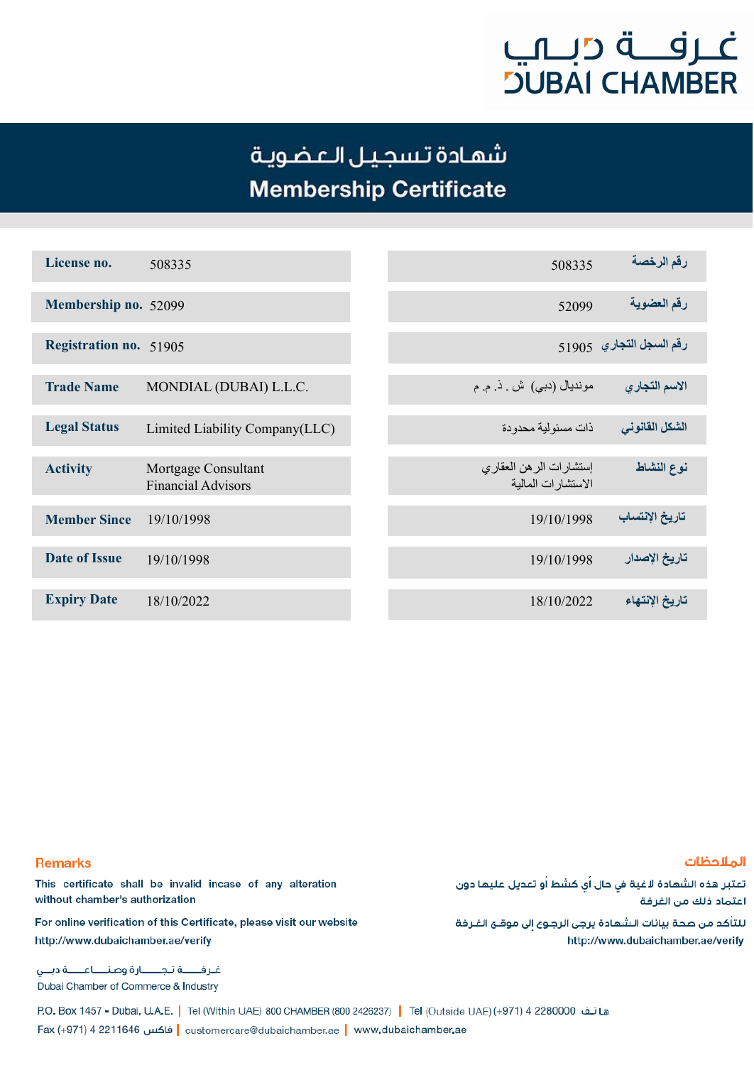غـرفــة دبــي
DUBAI CHAMBER

# شهادة تسجيل العضوية
# Membership Certificate

| | | | |
|---|---|---|---|
| **License no.** | 508335 | 508335 | رقم الرخصة |
| **Membership no.** | 52099 | 52099 | رقم العضوية |
| **Registration no.** | 51905 | 51905 | رقم السجل التجاري |
| **Trade Name** | MONDIAL (DUBAI) L.L.C. | مونديال (دبي) ش . ذ . م . م | الاسم التجاري |
| **Legal Status** | Limited Liability Company(LLC) | ذات مسئولية محدودة | الشكل القانوني |
| **Activity** | Mortgage Consultant<br>Financial Advisors | إستشارات الرهن العقاري<br>الاستشارات المالية | نوع النشاط |
| **Member Since** | 19/10/1998 | 19/10/1998 | تاريخ الإنتساب |
| **Date of Issue** | 19/10/1998 | 19/10/1998 | تاريخ الإصدار |
| **Expiry Date** | 18/10/2022 | 18/10/2022 | تاريخ الإنتهاء |

**Remarks**

This certificate shall be invalid incase of any alteration without chamber's authorization

For online verification of this Certificate, please visit our website
http://www.dubaichamber.ae/verify

**الملاحظات**

تعتبر هذه الشهادة لاغية في حال أي كشط أو تعديل عليها دون اعتماد ذلك من الغرفة

للتأكد من صحة بيانات الشهادة يرجى الرجوع إلى موقع الغرفة
http://www.dubaichamber.ae/verify

غـرفــة تـجـــارة وصنـــاعـــة دبــي
Dubai Chamber of Commerce & Industry

P.O. Box 1457 - Dubai, U.A.E. | Tel (Within UAE) 800 CHAMBER (800 2426237) | Tel (Outside UAE) (+971) 4 2280000 هاتف
Fax (+971) 4 2211646 فاكس | customercare@dubaichamber.ae | www.dubaichamber.ae